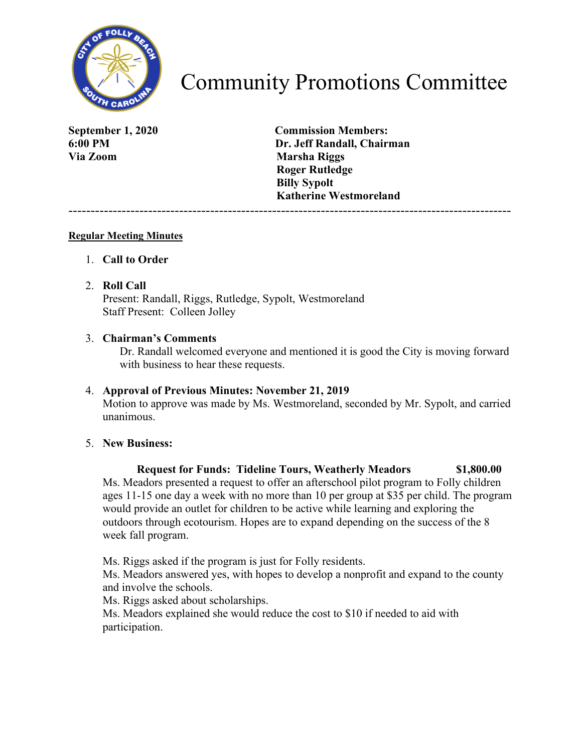# Community Promotions Committee

**September 1, 2020**
**6:00 PM**
**Via Zoom**

**Commission Members:**
**Dr. Jeff Randall, Chairman**
**Marsha Riggs**
**Roger Rutledge**
**Billy Sypolt**
**Katherine Westmoreland**

---

**Regular Meeting Minutes**

1. **Call to Order**

2. **Roll Call**
   Present: Randall, Riggs, Rutledge, Sypolt, Westmoreland
   Staff Present: Colleen Jolley

3. **Chairman's Comments**
   Dr. Randall welcomed everyone and mentioned it is good the City is moving forward with business to hear these requests.

4. **Approval of Previous Minutes: November 21, 2019**
   Motion to approve was made by Ms. Westmoreland, seconded by Mr. Sypolt, and carried unanimous.

5. **New Business:**

   **Request for Funds: Tideline Tours, Weatherly Meadors $1,800.00**
   Ms. Meadors presented a request to offer an afterschool pilot program to Folly children ages 11-15 one day a week with no more than 10 per group at $35 per child. The program would provide an outlet for children to be active while learning and exploring the outdoors through ecotourism. Hopes are to expand depending on the success of the 8 week fall program.

   Ms. Riggs asked if the program is just for Folly residents.
   Ms. Meadors answered yes, with hopes to develop a nonprofit and expand to the county and involve the schools.
   Ms. Riggs asked about scholarships.
   Ms. Meadors explained she would reduce the cost to $10 if needed to aid with participation.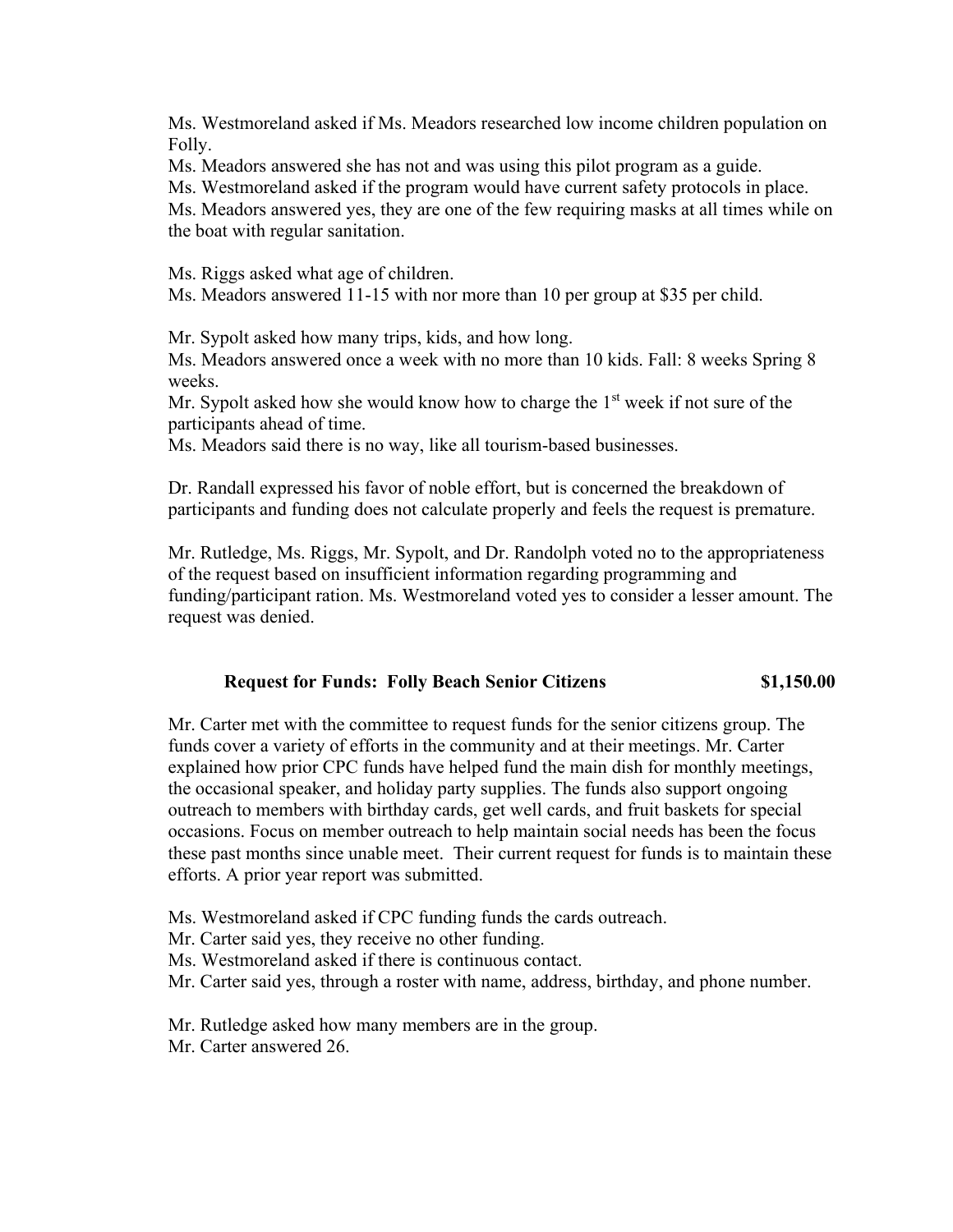Ms. Westmoreland asked if Ms. Meadors researched low income children population on Folly.

Ms. Meadors answered she has not and was using this pilot program as a guide.

Ms. Westmoreland asked if the program would have current safety protocols in place.

Ms. Meadors answered yes, they are one of the few requiring masks at all times while on the boat with regular sanitation.

Ms. Riggs asked what age of children.

Ms. Meadors answered 11-15 with nor more than 10 per group at $35 per child.

Mr. Sypolt asked how many trips, kids, and how long.

Ms. Meadors answered once a week with no more than 10 kids. Fall: 8 weeks Spring 8 weeks.

Mr. Sypolt asked how she would know how to charge the 1st week if not sure of the participants ahead of time.

Ms. Meadors said there is no way, like all tourism-based businesses.

Dr. Randall expressed his favor of noble effort, but is concerned the breakdown of participants and funding does not calculate properly and feels the request is premature.

Mr. Rutledge, Ms. Riggs, Mr. Sypolt, and Dr. Randolph voted no to the appropriateness of the request based on insufficient information regarding programming and funding/participant ration. Ms. Westmoreland voted yes to consider a lesser amount. The request was denied.

**Request for Funds: Folly Beach Senior Citizens $1,150.00**

Mr. Carter met with the committee to request funds for the senior citizens group. The funds cover a variety of efforts in the community and at their meetings. Mr. Carter explained how prior CPC funds have helped fund the main dish for monthly meetings, the occasional speaker, and holiday party supplies. The funds also support ongoing outreach to members with birthday cards, get well cards, and fruit baskets for special occasions. Focus on member outreach to help maintain social needs has been the focus these past months since unable meet. Their current request for funds is to maintain these efforts. A prior year report was submitted.

Ms. Westmoreland asked if CPC funding funds the cards outreach.

Mr. Carter said yes, they receive no other funding.

Ms. Westmoreland asked if there is continuous contact.

Mr. Carter said yes, through a roster with name, address, birthday, and phone number.

Mr. Rutledge asked how many members are in the group.

Mr. Carter answered 26.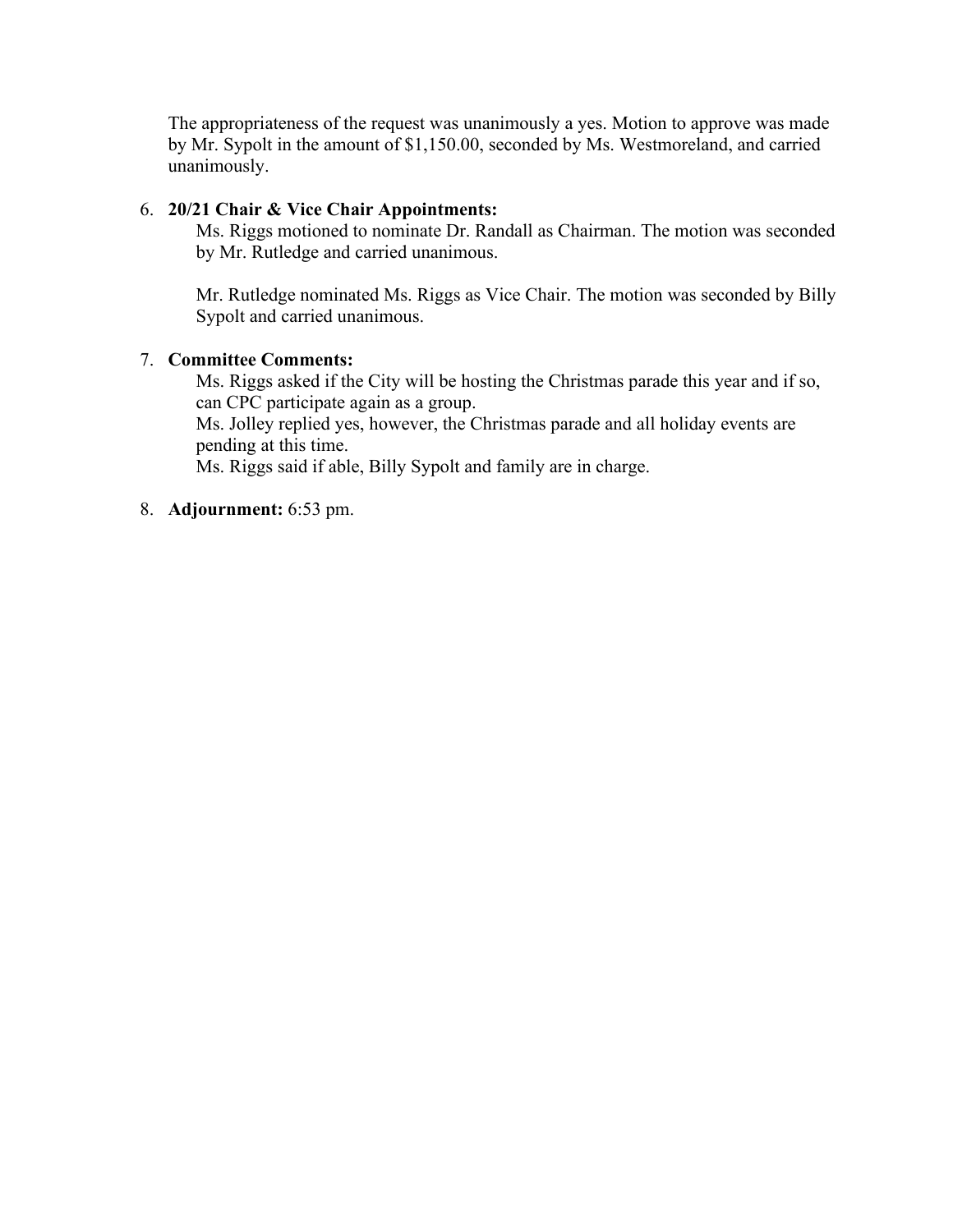The appropriateness of the request was unanimously a yes. Motion to approve was made by Mr. Sypolt in the amount of $1,150.00, seconded by Ms. Westmoreland, and carried unanimously.

6. **20/21 Chair & Vice Chair Appointments:**

   Ms. Riggs motioned to nominate Dr. Randall as Chairman. The motion was seconded by Mr. Rutledge and carried unanimous.

   Mr. Rutledge nominated Ms. Riggs as Vice Chair. The motion was seconded by Billy Sypolt and carried unanimous.

7. **Committee Comments:**

   Ms. Riggs asked if the City will be hosting the Christmas parade this year and if so, can CPC participate again as a group.
   Ms. Jolley replied yes, however, the Christmas parade and all holiday events are pending at this time.
   Ms. Riggs said if able, Billy Sypolt and family are in charge.

8. **Adjournment:** 6:53 pm.